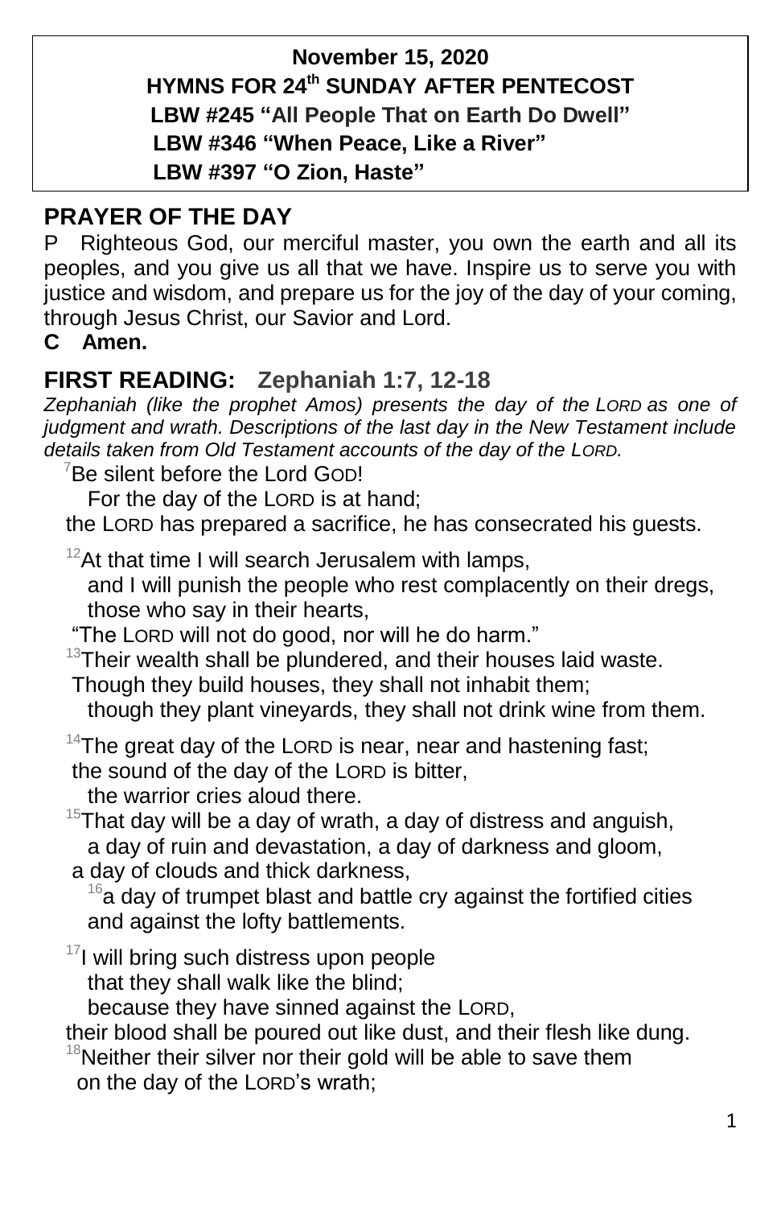**November 15, 2020**
**HYMNS FOR 24th SUNDAY AFTER PENTECOST**
**LBW #245 "All People That on Earth Do Dwell"**
**LBW #346 "When Peace, Like a River"**
**LBW #397 "O Zion, Haste"**

## PRAYER OF THE DAY

P Righteous God, our merciful master, you own the earth and all its peoples, and you give us all that we have. Inspire us to serve you with justice and wisdom, and prepare us for the joy of the day of your coming, through Jesus Christ, our Savior and Lord.

**C Amen.**

## FIRST READING: Zephaniah 1:7, 12-18

*Zephaniah (like the prophet Amos) presents the day of the LORD as one of judgment and wrath. Descriptions of the last day in the New Testament include details taken from Old Testament accounts of the day of the LORD.*

[7]Be silent before the Lord GOD!
For the day of the LORD is at hand;
the LORD has prepared a sacrifice, he has consecrated his guests.

[12]At that time I will search Jerusalem with lamps,
and I will punish the people who rest complacently on their dregs,
those who say in their hearts,
"The LORD will not do good, nor will he do harm."
[13]Their wealth shall be plundered, and their houses laid waste.
Though they build houses, they shall not inhabit them;
though they plant vineyards, they shall not drink wine from them.

[14]The great day of the LORD is near, near and hastening fast;
the sound of the day of the LORD is bitter,
the warrior cries aloud there.
[15]That day will be a day of wrath, a day of distress and anguish,
a day of ruin and devastation, a day of darkness and gloom,
a day of clouds and thick darkness,
[16]a day of trumpet blast and battle cry against the fortified cities
and against the lofty battlements.

[17]I will bring such distress upon people
that they shall walk like the blind;
because they have sinned against the LORD,
their blood shall be poured out like dust, and their flesh like dung.
[18]Neither their silver nor their gold will be able to save them
on the day of the LORD's wrath;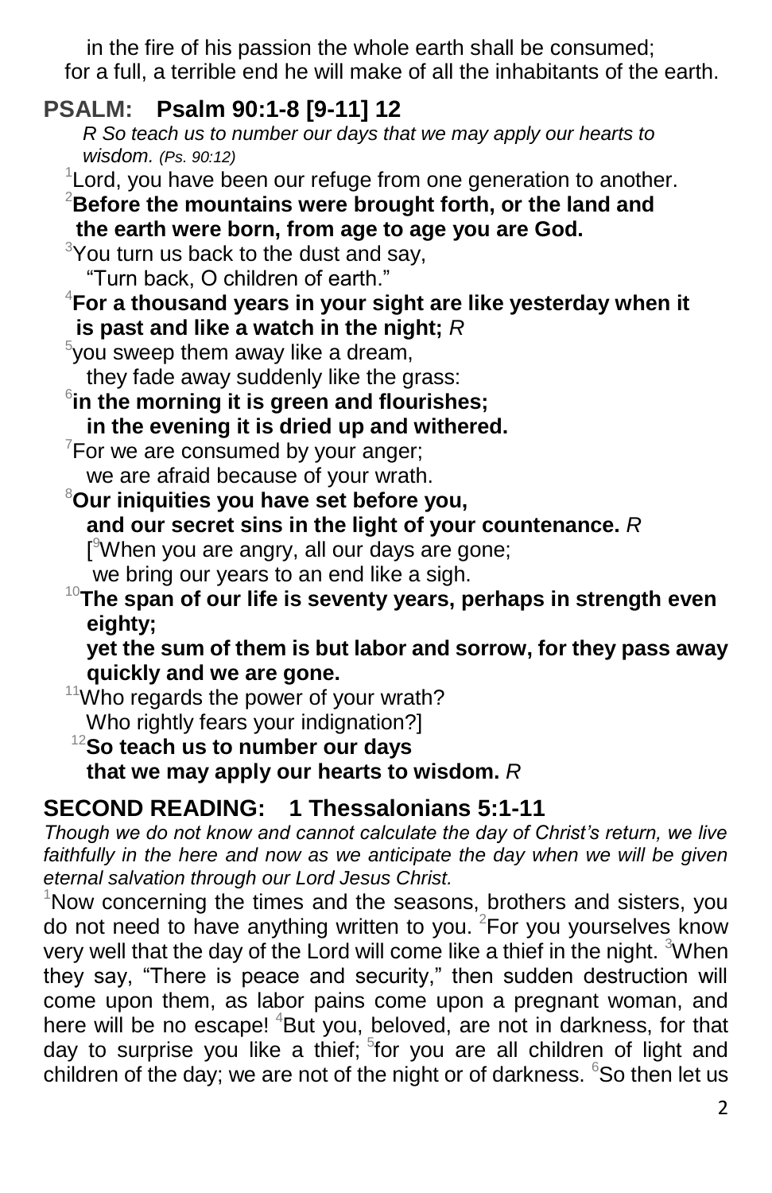in the fire of his passion the whole earth shall be consumed;
for a full, a terrible end he will make of all the inhabitants of the earth.

## PSALM: Psalm 90:1-8 [9-11] 12

*R So teach us to number our days that we may apply our hearts to wisdom. (Ps. 90:12)*

[1]Lord, you have been our refuge from one generation to another.
[2]**Before the mountains were brought forth, or the land and the earth were born, from age to age you are God.**
[3]You turn us back to the dust and say,
"Turn back, O children of earth."
[4]**For a thousand years in your sight are like yesterday when it is past and like a watch in the night;** *R*
[5]you sweep them away like a dream,
they fade away suddenly like the grass:
[6]**in the morning it is green and flourishes;
in the evening it is dried up and withered.**
[7]For we are consumed by your anger;
we are afraid because of your wrath.
[8]**Our iniquities you have set before you,
and our secret sins in the light of your countenance.** *R*
[[9]When you are angry, all our days are gone;
we bring our years to an end like a sigh.
[10]**The span of our life is seventy years, perhaps in strength even eighty;
yet the sum of them is but labor and sorrow, for they pass away quickly and we are gone.**
[11]Who regards the power of your wrath?
Who rightly fears your indignation?]
[12]**So teach us to number our days
that we may apply our hearts to wisdom.** *R*

## SECOND READING: 1 Thessalonians 5:1-11

*Though we do not know and cannot calculate the day of Christ's return, we live faithfully in the here and now as we anticipate the day when we will be given eternal salvation through our Lord Jesus Christ.*

[1]Now concerning the times and the seasons, brothers and sisters, you do not need to have anything written to you. [2]For you yourselves know very well that the day of the Lord will come like a thief in the night. [3]When they say, "There is peace and security," then sudden destruction will come upon them, as labor pains come upon a pregnant woman, and here will be no escape! [4]But you, beloved, are not in darkness, for that day to surprise you like a thief; [5]for you are all children of light and children of the day; we are not of the night or of darkness. [6]So then let us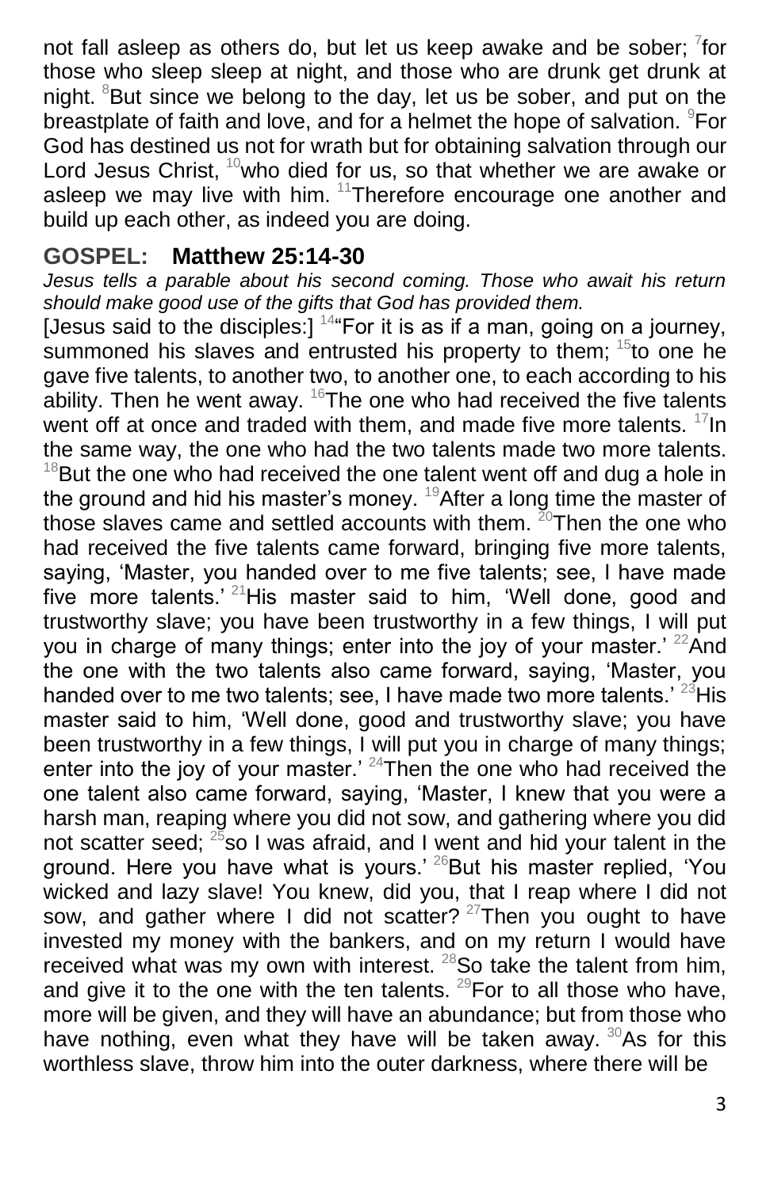not fall asleep as others do, but let us keep awake and be sober; [7]for those who sleep sleep at night, and those who are drunk get drunk at night. [8]But since we belong to the day, let us be sober, and put on the breastplate of faith and love, and for a helmet the hope of salvation. [9]For God has destined us not for wrath but for obtaining salvation through our Lord Jesus Christ, [10]who died for us, so that whether we are awake or asleep we may live with him. [11]Therefore encourage one another and build up each other, as indeed you are doing.

## GOSPEL: Matthew 25:14-30

*Jesus tells a parable about his second coming. Those who await his return should make good use of the gifts that God has provided them.*

[Jesus said to the disciples:] [14]"For it is as if a man, going on a journey, summoned his slaves and entrusted his property to them; [15]to one he gave five talents, to another two, to another one, to each according to his ability. Then he went away. [16]The one who had received the five talents went off at once and traded with them, and made five more talents. [17]In the same way, the one who had the two talents made two more talents. [18]But the one who had received the one talent went off and dug a hole in the ground and hid his master's money. [19]After a long time the master of those slaves came and settled accounts with them. [20]Then the one who had received the five talents came forward, bringing five more talents, saying, 'Master, you handed over to me five talents; see, I have made five more talents.' [21]His master said to him, 'Well done, good and trustworthy slave; you have been trustworthy in a few things, I will put you in charge of many things; enter into the joy of your master.' [22]And the one with the two talents also came forward, saying, 'Master, you handed over to me two talents; see, I have made two more talents.' [23]His master said to him, 'Well done, good and trustworthy slave; you have been trustworthy in a few things, I will put you in charge of many things; enter into the joy of your master.' [24]Then the one who had received the one talent also came forward, saying, 'Master, I knew that you were a harsh man, reaping where you did not sow, and gathering where you did not scatter seed; [25]so I was afraid, and I went and hid your talent in the ground. Here you have what is yours.' [26]But his master replied, 'You wicked and lazy slave! You knew, did you, that I reap where I did not sow, and gather where I did not scatter? [27]Then you ought to have invested my money with the bankers, and on my return I would have received what was my own with interest. [28]So take the talent from him, and give it to the one with the ten talents. [29]For to all those who have, more will be given, and they will have an abundance; but from those who have nothing, even what they have will be taken away. [30]As for this worthless slave, throw him into the outer darkness, where there will be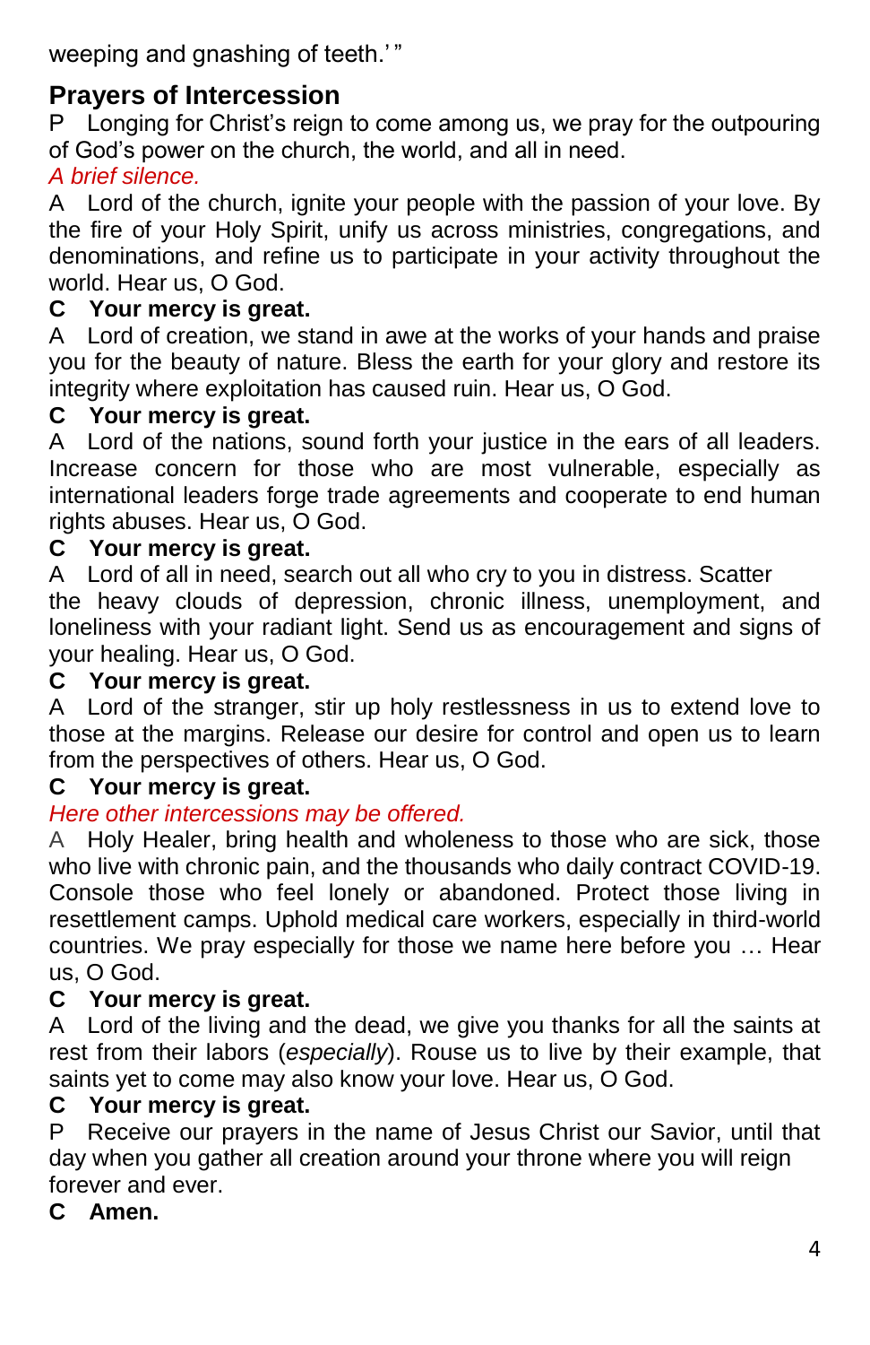weeping and gnashing of teeth.' "

## Prayers of Intercession

P Longing for Christ's reign to come among us, we pray for the outpouring of God's power on the church, the world, and all in need.

*A brief silence.*

A Lord of the church, ignite your people with the passion of your love. By the fire of your Holy Spirit, unify us across ministries, congregations, and denominations, and refine us to participate in your activity throughout the world. Hear us, O God.

**C Your mercy is great.**

A Lord of creation, we stand in awe at the works of your hands and praise you for the beauty of nature. Bless the earth for your glory and restore its integrity where exploitation has caused ruin. Hear us, O God.

**C Your mercy is great.**

A Lord of the nations, sound forth your justice in the ears of all leaders. Increase concern for those who are most vulnerable, especially as international leaders forge trade agreements and cooperate to end human rights abuses. Hear us, O God.

**C Your mercy is great.**

A Lord of all in need, search out all who cry to you in distress. Scatter the heavy clouds of depression, chronic illness, unemployment, and loneliness with your radiant light. Send us as encouragement and signs of your healing. Hear us, O God.

**C Your mercy is great.**

A Lord of the stranger, stir up holy restlessness in us to extend love to those at the margins. Release our desire for control and open us to learn from the perspectives of others. Hear us, O God.

**C Your mercy is great.**

*Here other intercessions may be offered.*

A Holy Healer, bring health and wholeness to those who are sick, those who live with chronic pain, and the thousands who daily contract COVID-19. Console those who feel lonely or abandoned. Protect those living in resettlement camps. Uphold medical care workers, especially in third-world countries. We pray especially for those we name here before you … Hear us, O God.

**C Your mercy is great.**

A Lord of the living and the dead, we give you thanks for all the saints at rest from their labors (*especially*). Rouse us to live by their example, that saints yet to come may also know your love. Hear us, O God.

**C Your mercy is great.**

P Receive our prayers in the name of Jesus Christ our Savior, until that day when you gather all creation around your throne where you will reign forever and ever.

**C Amen.**